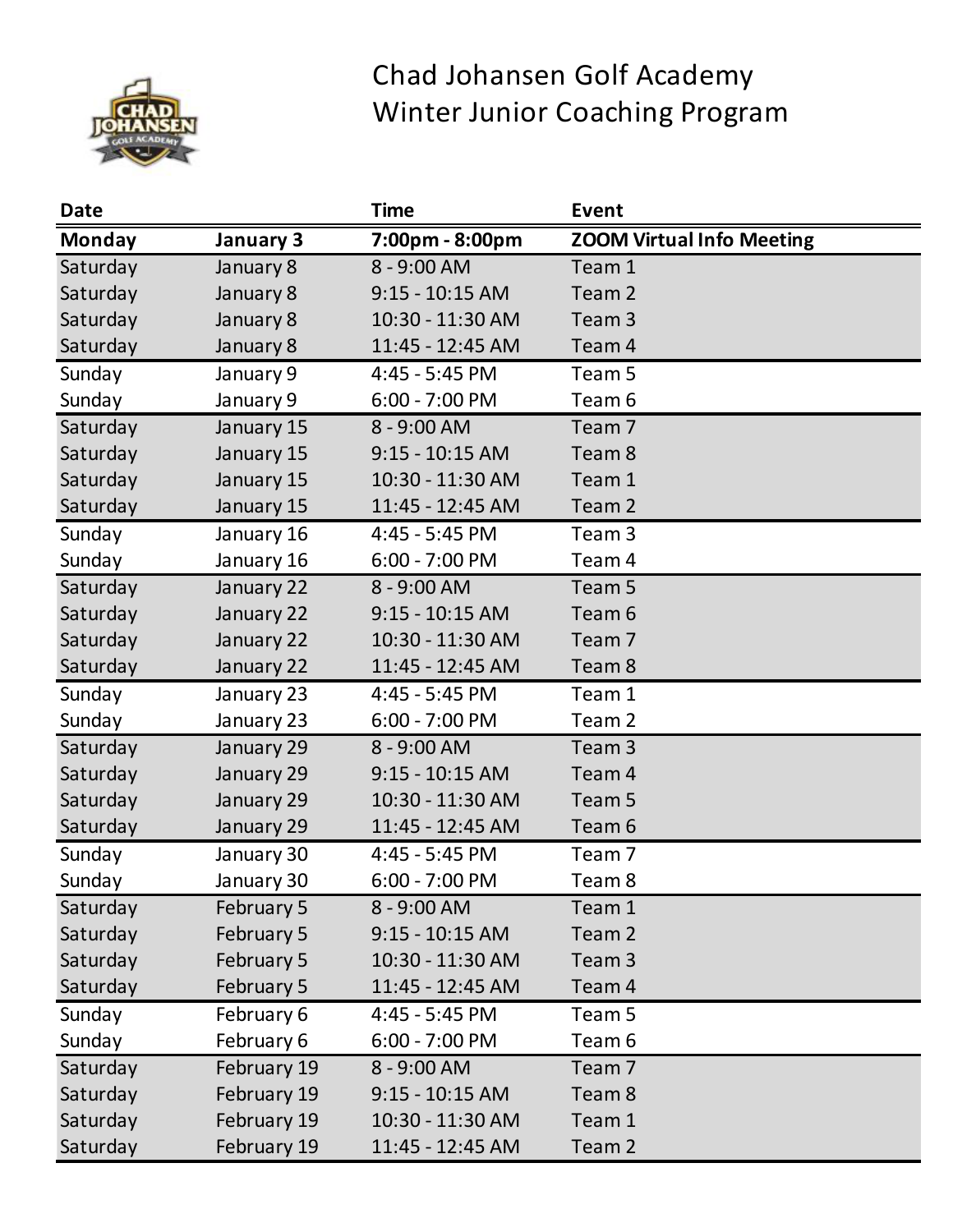# Chad Johansen Golf Academy
## Winter Junior Coaching Program

| Date | | Time | Event |
|---|---|---|---|
| **Monday** | **January 3** | **7:00pm - 8:00pm** | **ZOOM Virtual Info Meeting** |
| Saturday | January 8 | 8 - 9:00 AM | Team 1 |
| Saturday | January 8 | 9:15 - 10:15 AM | Team 2 |
| Saturday | January 8 | 10:30 - 11:30 AM | Team 3 |
| Saturday | January 8 | 11:45 - 12:45 AM | Team 4 |
| Sunday | January 9 | 4:45 - 5:45 PM | Team 5 |
| Sunday | January 9 | 6:00 - 7:00 PM | Team 6 |
| Saturday | January 15 | 8 - 9:00 AM | Team 7 |
| Saturday | January 15 | 9:15 - 10:15 AM | Team 8 |
| Saturday | January 15 | 10:30 - 11:30 AM | Team 1 |
| Saturday | January 15 | 11:45 - 12:45 AM | Team 2 |
| Sunday | January 16 | 4:45 - 5:45 PM | Team 3 |
| Sunday | January 16 | 6:00 - 7:00 PM | Team 4 |
| Saturday | January 22 | 8 - 9:00 AM | Team 5 |
| Saturday | January 22 | 9:15 - 10:15 AM | Team 6 |
| Saturday | January 22 | 10:30 - 11:30 AM | Team 7 |
| Saturday | January 22 | 11:45 - 12:45 AM | Team 8 |
| Sunday | January 23 | 4:45 - 5:45 PM | Team 1 |
| Sunday | January 23 | 6:00 - 7:00 PM | Team 2 |
| Saturday | January 29 | 8 - 9:00 AM | Team 3 |
| Saturday | January 29 | 9:15 - 10:15 AM | Team 4 |
| Saturday | January 29 | 10:30 - 11:30 AM | Team 5 |
| Saturday | January 29 | 11:45 - 12:45 AM | Team 6 |
| Sunday | January 30 | 4:45 - 5:45 PM | Team 7 |
| Sunday | January 30 | 6:00 - 7:00 PM | Team 8 |
| Saturday | February 5 | 8 - 9:00 AM | Team 1 |
| Saturday | February 5 | 9:15 - 10:15 AM | Team 2 |
| Saturday | February 5 | 10:30 - 11:30 AM | Team 3 |
| Saturday | February 5 | 11:45 - 12:45 AM | Team 4 |
| Sunday | February 6 | 4:45 - 5:45 PM | Team 5 |
| Sunday | February 6 | 6:00 - 7:00 PM | Team 6 |
| Saturday | February 19 | 8 - 9:00 AM | Team 7 |
| Saturday | February 19 | 9:15 - 10:15 AM | Team 8 |
| Saturday | February 19 | 10:30 - 11:30 AM | Team 1 |
| Saturday | February 19 | 11:45 - 12:45 AM | Team 2 |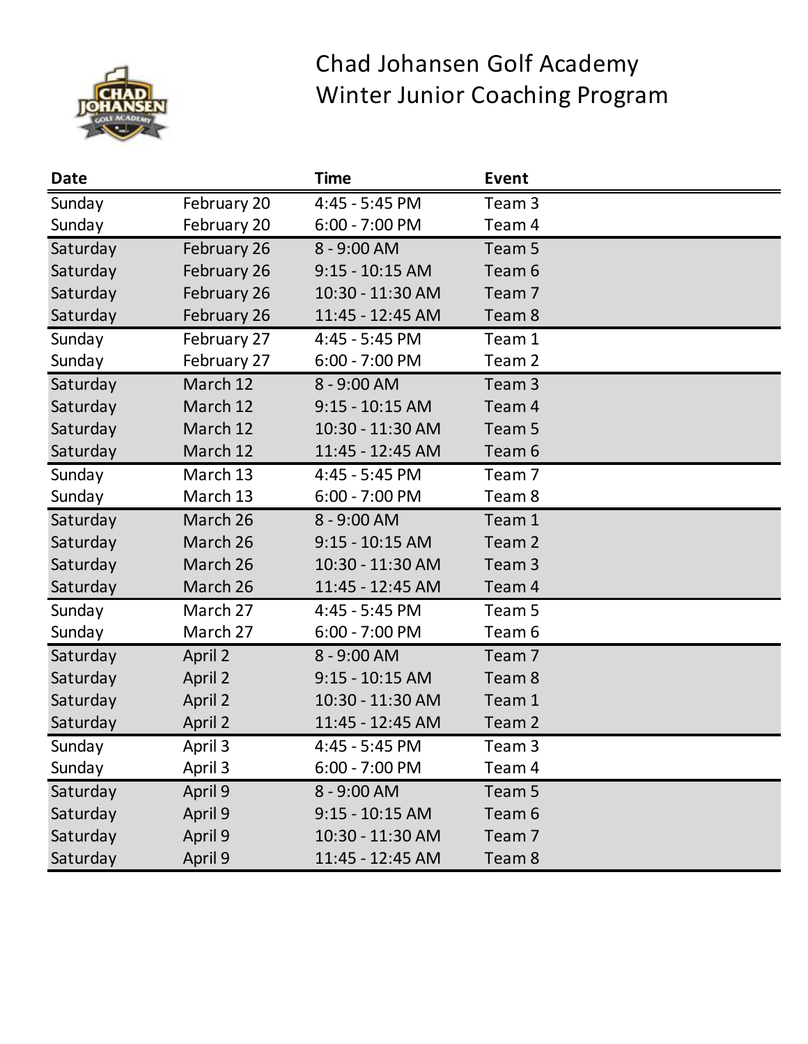# Chad Johansen Golf Academy
## Winter Junior Coaching Program

| Date | | Time | Event |
|---|---|---|---|
| Sunday | February 20 | 4:45 - 5:45 PM | Team 3 |
| Sunday | February 20 | 6:00 - 7:00 PM | Team 4 |
| Saturday | February 26 | 8 - 9:00 AM | Team 5 |
| Saturday | February 26 | 9:15 - 10:15 AM | Team 6 |
| Saturday | February 26 | 10:30 - 11:30 AM | Team 7 |
| Saturday | February 26 | 11:45 - 12:45 AM | Team 8 |
| Sunday | February 27 | 4:45 - 5:45 PM | Team 1 |
| Sunday | February 27 | 6:00 - 7:00 PM | Team 2 |
| Saturday | March 12 | 8 - 9:00 AM | Team 3 |
| Saturday | March 12 | 9:15 - 10:15 AM | Team 4 |
| Saturday | March 12 | 10:30 - 11:30 AM | Team 5 |
| Saturday | March 12 | 11:45 - 12:45 AM | Team 6 |
| Sunday | March 13 | 4:45 - 5:45 PM | Team 7 |
| Sunday | March 13 | 6:00 - 7:00 PM | Team 8 |
| Saturday | March 26 | 8 - 9:00 AM | Team 1 |
| Saturday | March 26 | 9:15 - 10:15 AM | Team 2 |
| Saturday | March 26 | 10:30 - 11:30 AM | Team 3 |
| Saturday | March 26 | 11:45 - 12:45 AM | Team 4 |
| Sunday | March 27 | 4:45 - 5:45 PM | Team 5 |
| Sunday | March 27 | 6:00 - 7:00 PM | Team 6 |
| Saturday | April 2 | 8 - 9:00 AM | Team 7 |
| Saturday | April 2 | 9:15 - 10:15 AM | Team 8 |
| Saturday | April 2 | 10:30 - 11:30 AM | Team 1 |
| Saturday | April 2 | 11:45 - 12:45 AM | Team 2 |
| Sunday | April 3 | 4:45 - 5:45 PM | Team 3 |
| Sunday | April 3 | 6:00 - 7:00 PM | Team 4 |
| Saturday | April 9 | 8 - 9:00 AM | Team 5 |
| Saturday | April 9 | 9:15 - 10:15 AM | Team 6 |
| Saturday | April 9 | 10:30 - 11:30 AM | Team 7 |
| Saturday | April 9 | 11:45 - 12:45 AM | Team 8 |